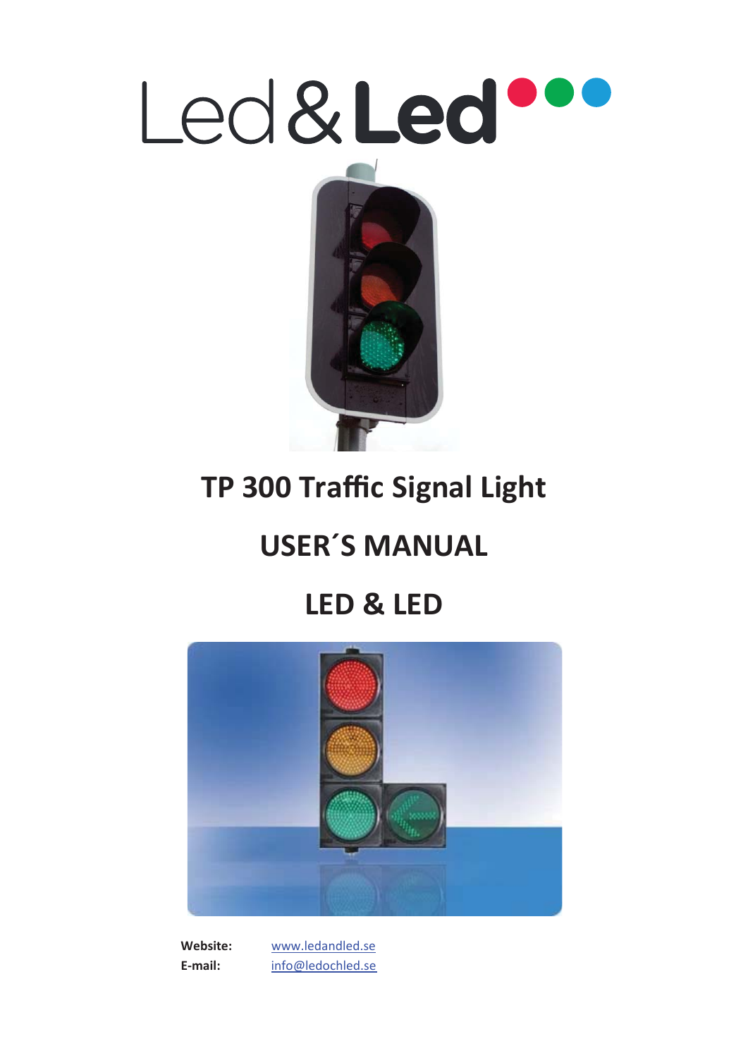Led&Led

# TP 300 Traffic Signal Light

# USER´S MANUAL

# LED & LED

**Website:** [www.ledandled.se](http://www.ledandled.se)
**E-mail:** [info@ledochled.se](mailto:info@ledochled.se)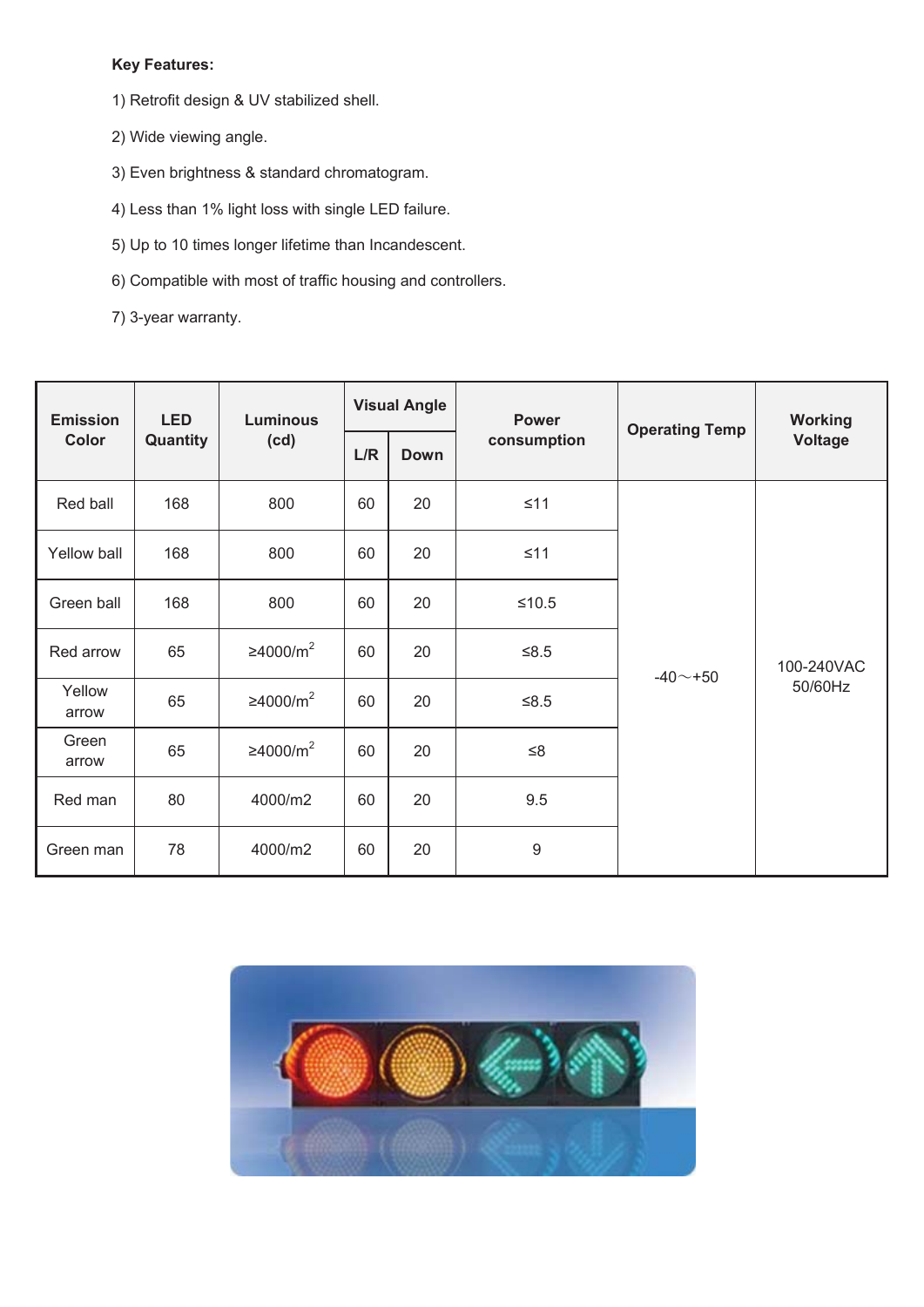**Key Features:**

1) Retrofit design & UV stabilized shell.

2) Wide viewing angle.

3) Even brightness & standard chromatogram.

4) Less than 1% light loss with single LED failure.

5) Up to 10 times longer lifetime than Incandescent.

6) Compatible with most of traffic housing and controllers.

7) 3-year warranty.

| Emission Color | LED Quantity | Luminous (cd) | Visual Angle | | Power consumption | Operating Temp | Working Voltage |
|---|---|---|---|---|---|---|---|
| | | | L/R | Down | | | |
| Red ball | 168 | 800 | 60 | 20 | ≤11 | -40～+50 | 100-240VAC 50/60Hz |
| Yellow ball | 168 | 800 | 60 | 20 | ≤11 | | |
| Green ball | 168 | 800 | 60 | 20 | ≤10.5 | | |
| Red arrow | 65 | ≥4000/m$^2$ | 60 | 20 | ≤8.5 | | |
| Yellow arrow | 65 | ≥4000/m$^2$ | 60 | 20 | ≤8.5 | | |
| Green arrow | 65 | ≥4000/m$^2$ | 60 | 20 | ≤8 | | |
| Red man | 80 | 4000/m2 | 60 | 20 | 9.5 | | |
| Green man | 78 | 4000/m2 | 60 | 20 | 9 | | |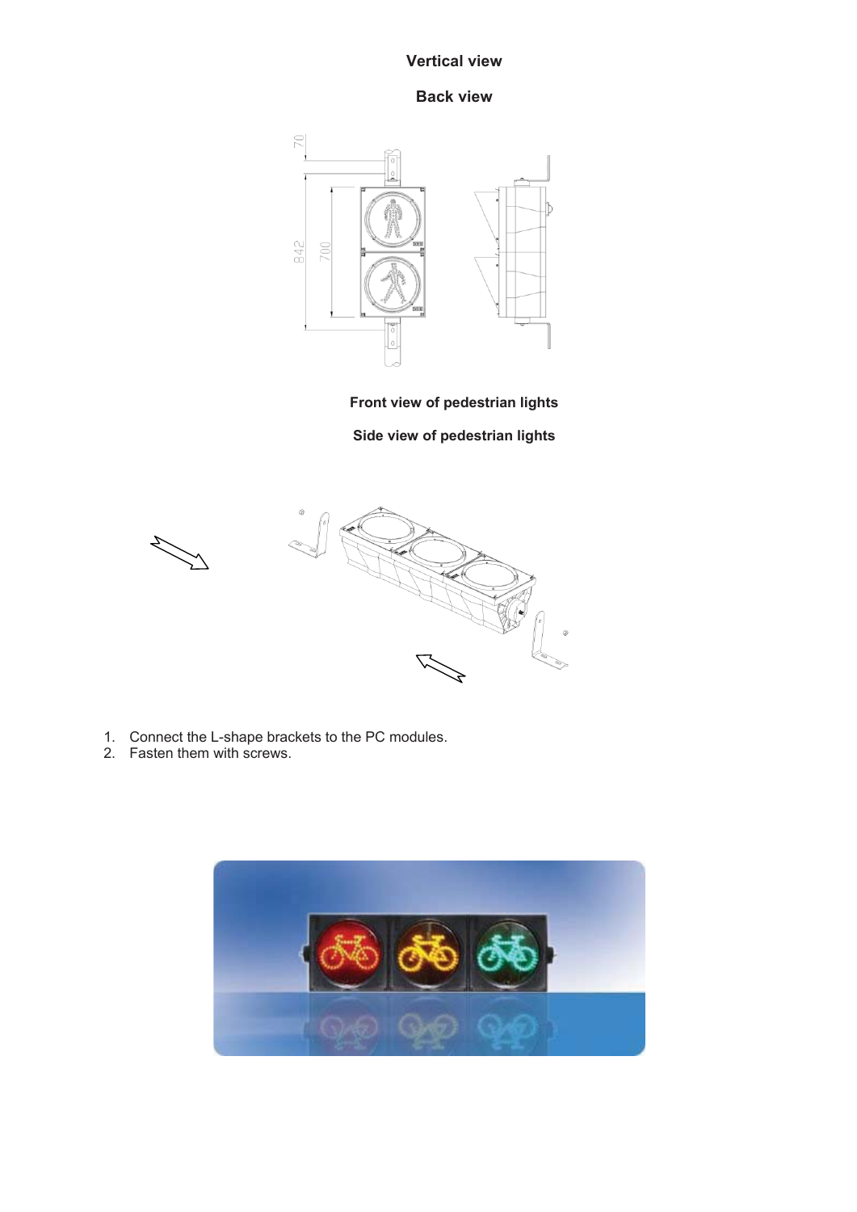**Vertical view**

**Back view**

**Front view of pedestrian lights**

**Side view of pedestrian lights**

1. Connect the L-shape brackets to the PC modules.
2. Fasten them with screws.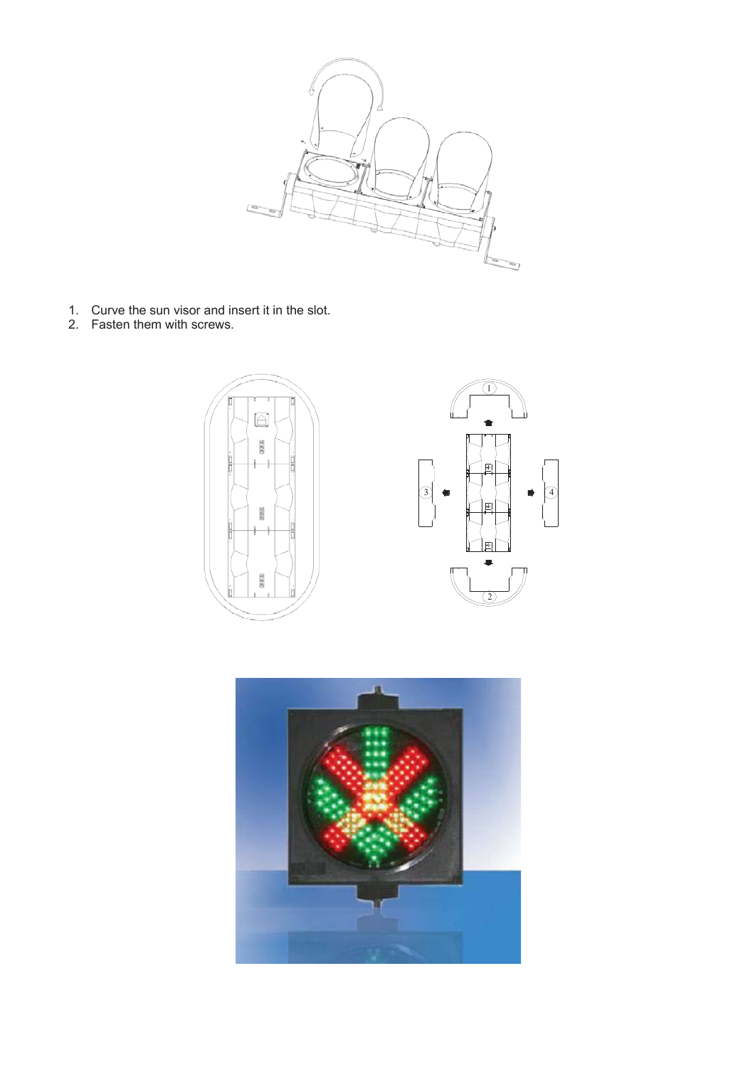1. Curve the sun visor and insert it in the slot.
2. Fasten them with screws.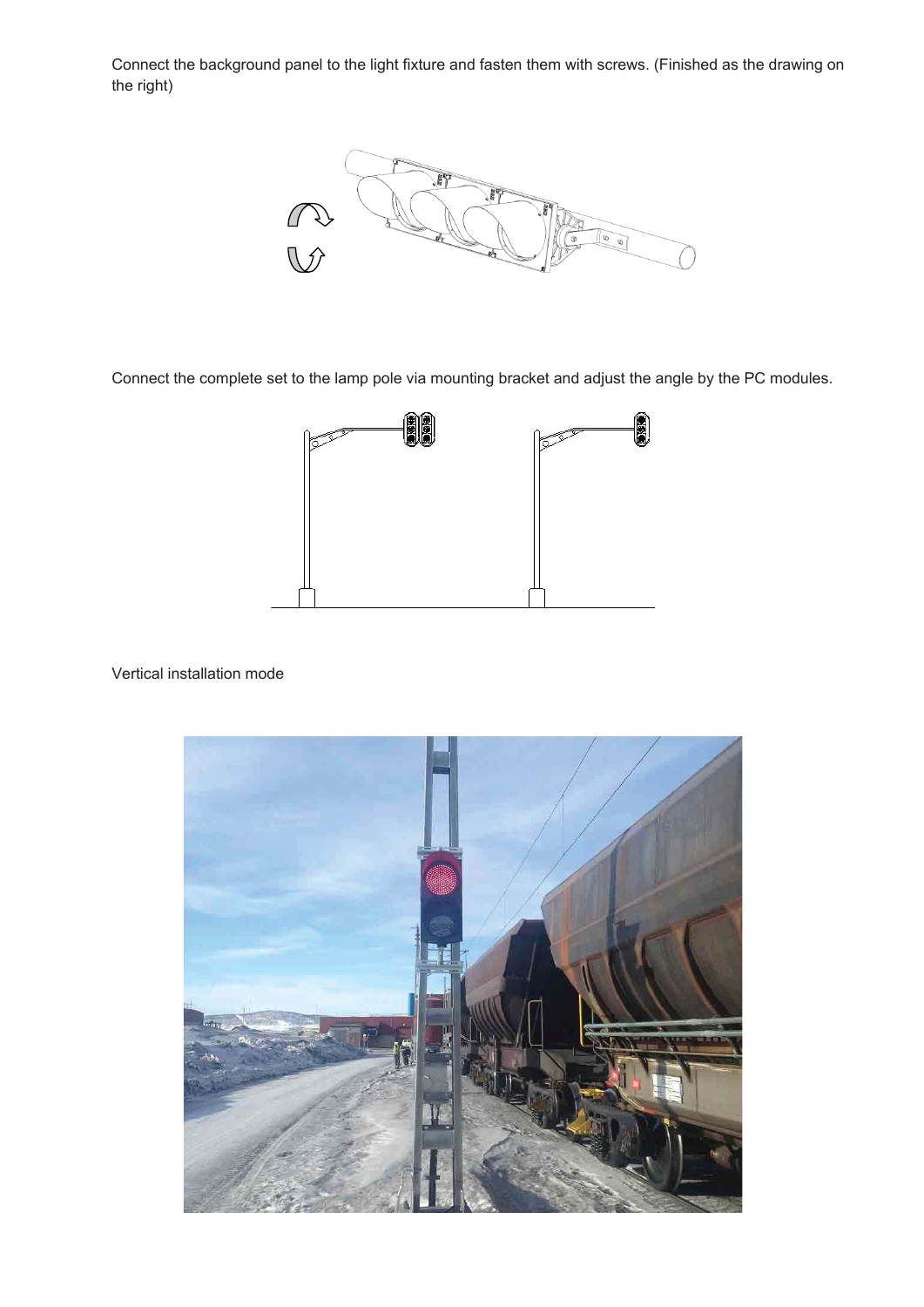Connect the background panel to the light fixture and fasten them with screws. (Finished as the drawing on the right)

Connect the complete set to the lamp pole via mounting bracket and adjust the angle by the PC modules.

Vertical installation mode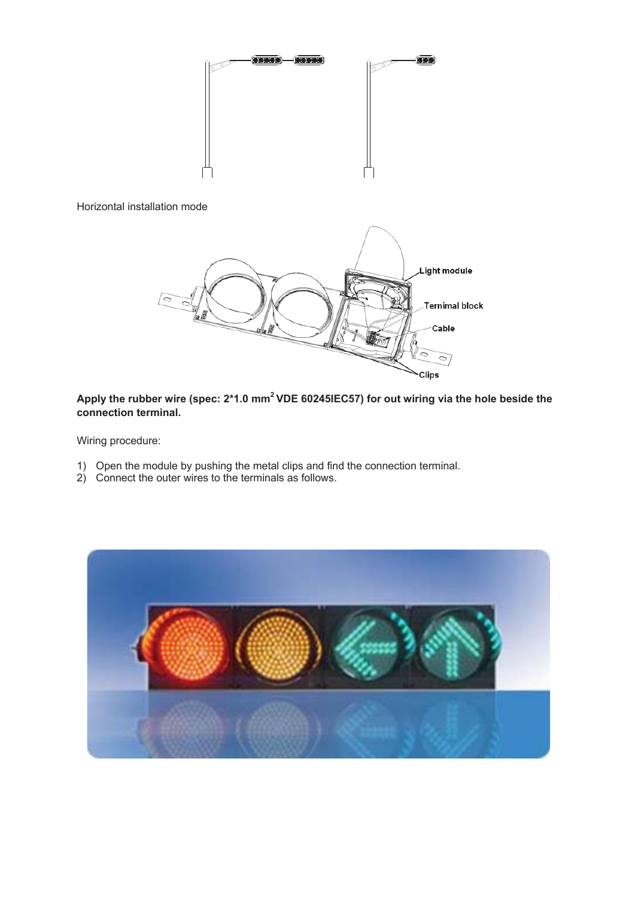Horizontal installation mode

**Apply the rubber wire (spec: 2*1.0 mm$^2$ VDE 60245IEC57) for out wiring via the hole beside the connection terminal.**

Wiring procedure:

1) Open the module by pushing the metal clips and find the connection terminal.
2) Connect the outer wires to the terminals as follows.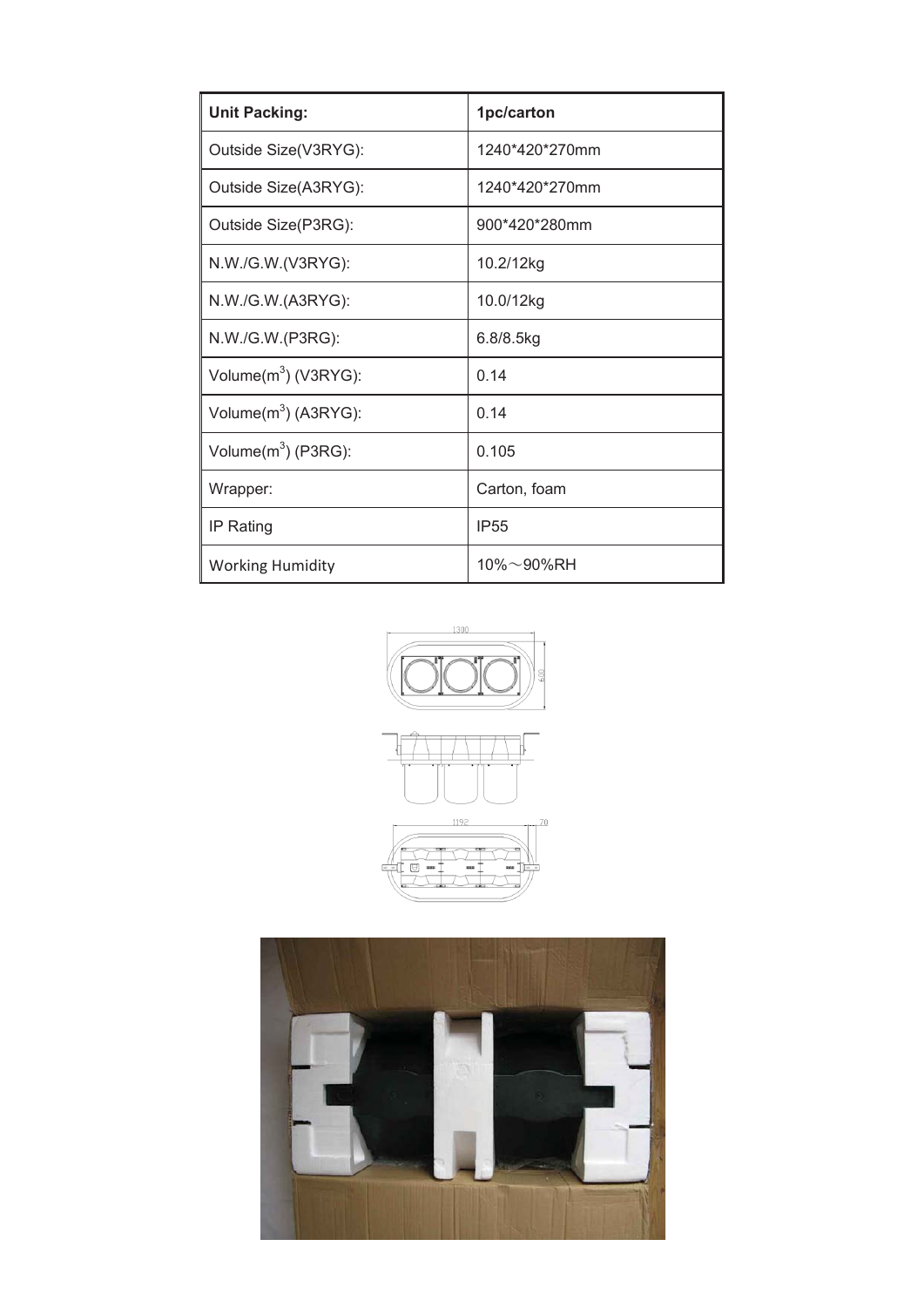| Unit Packing: | 1pc/carton |
| --- | --- |
| Outside Size(V3RYG): | 1240*420*270mm |
| Outside Size(A3RYG): | 1240*420*270mm |
| Outside Size(P3RG): | 900*420*280mm |
| N.W./G.W.(V3RYG): | 10.2/12kg |
| N.W./G.W.(A3RYG): | 10.0/12kg |
| N.W./G.W.(P3RG): | 6.8/8.5kg |
| Volume($m^3$) (V3RYG): | 0.14 |
| Volume($m^3$) (A3RYG): | 0.14 |
| Volume($m^3$) (P3RG): | 0.105 |
| Wrapper: | Carton, foam |
| IP Rating | IP55 |
| Working Humidity | 10%～90%RH |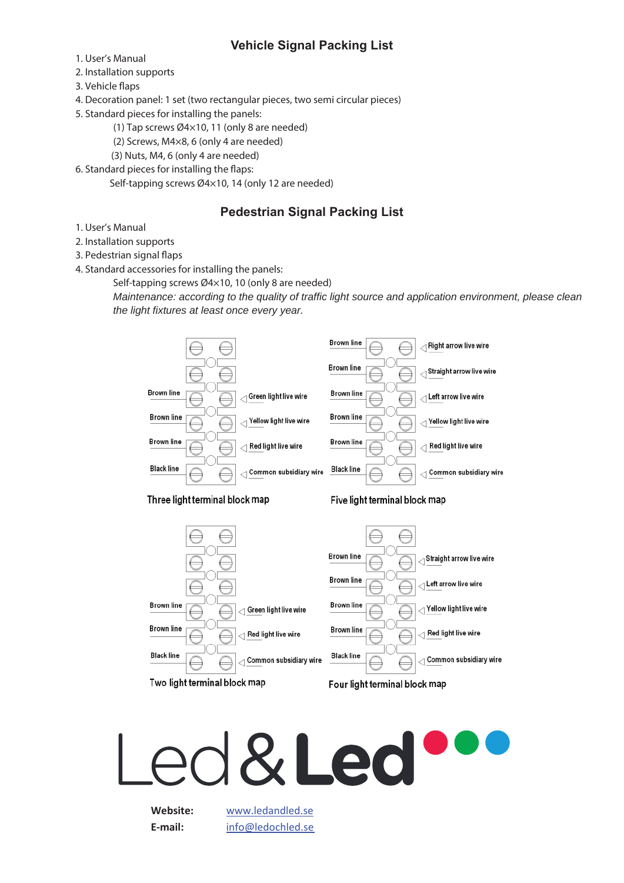## Vehicle Signal Packing List

1. User's Manual
2. Installation supports
3. Vehicle flaps
4. Decoration panel: 1 set (two rectangular pieces, two semi circular pieces)
5. Standard pieces for installing the panels:
    (1) Tap screws Ø4×10, 11 (only 8 are needed)
    (2) Screws, M4×8, 6 (only 4 are needed)
    (3) Nuts, M4, 6 (only 4 are needed)
6. Standard pieces for installing the flaps:
    Self-tapping screws Ø4×10, 14 (only 12 are needed)

## Pedestrian Signal Packing List

1. User's Manual
2. Installation supports
3. Pedestrian signal flaps
4. Standard accessories for installing the panels:
    Self-tapping screws Ø4×10, 10 (only 8 are needed)

*Maintenance: according to the quality of traffic light source and application environment, please clean the light fixtures at least once every year.*

Brown line
Brown line
Brown line
Black line
Green light live wire
Yellow light live wire
Red light live wire
Common subsidiary wire

Three light terminal block map

Brown line
Brown line
Brown line
Brown line
Brown line
Black line
Right arrow live wire
Straight arrow live wire
Left arrow live wire
Yellow light live wire
Red light live wire
Common subsidiary wire

Five light terminal block map

Brown line
Brown line
Black line
Green light live wire
Red light live wire
Common subsidiary wire

Two light terminal block map

Brown line
Brown line
Brown line
Brown line
Black line
Straight arrow live wire
Left arrow live wire
Yellow light live wire
Red light live wire
Common subsidiary wire

Four light terminal block map

Led & Led

**Website:** www.ledandled.se
**E-mail:** info@ledochled.se